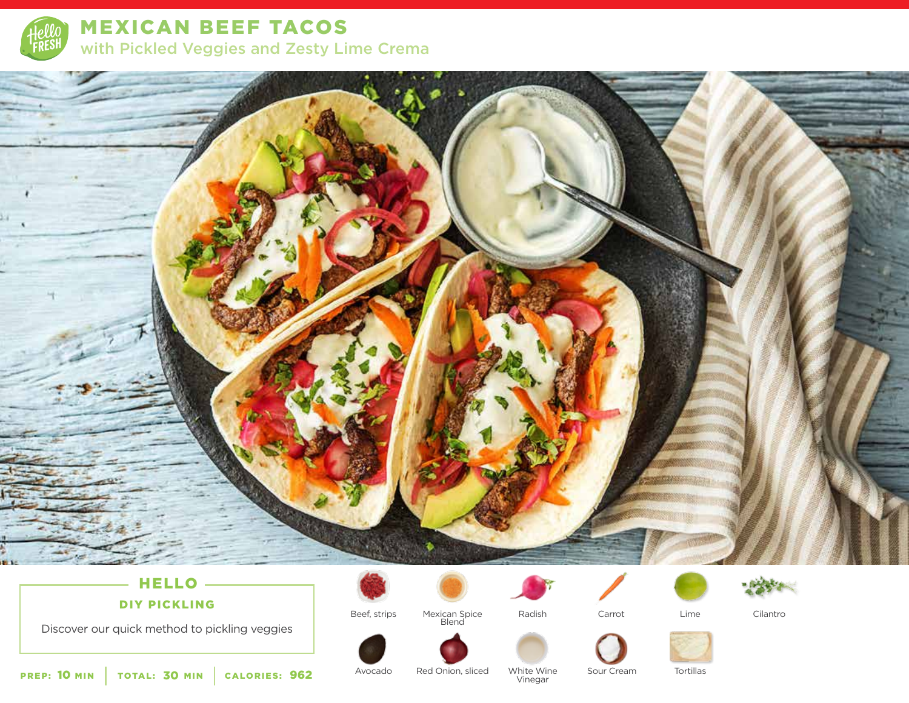# MEXICAN BEEF TACOS

## with Pickled Veggies and Zesty Lime Crema

### HELLO

**DIY PICKLING**

Discover our quick method to pickling veggies

**PREP:** 10 MIN | **TOTAL:** 30 MIN | **CALORIES:** 962

- Beef, strips
- Mexican Spice Blend
- Radish
- Carrot
- Lime
- Cilantro
- Avocado
- Red Onion, sliced
- White Wine Vinegar
- Sour Cream
- Tortillas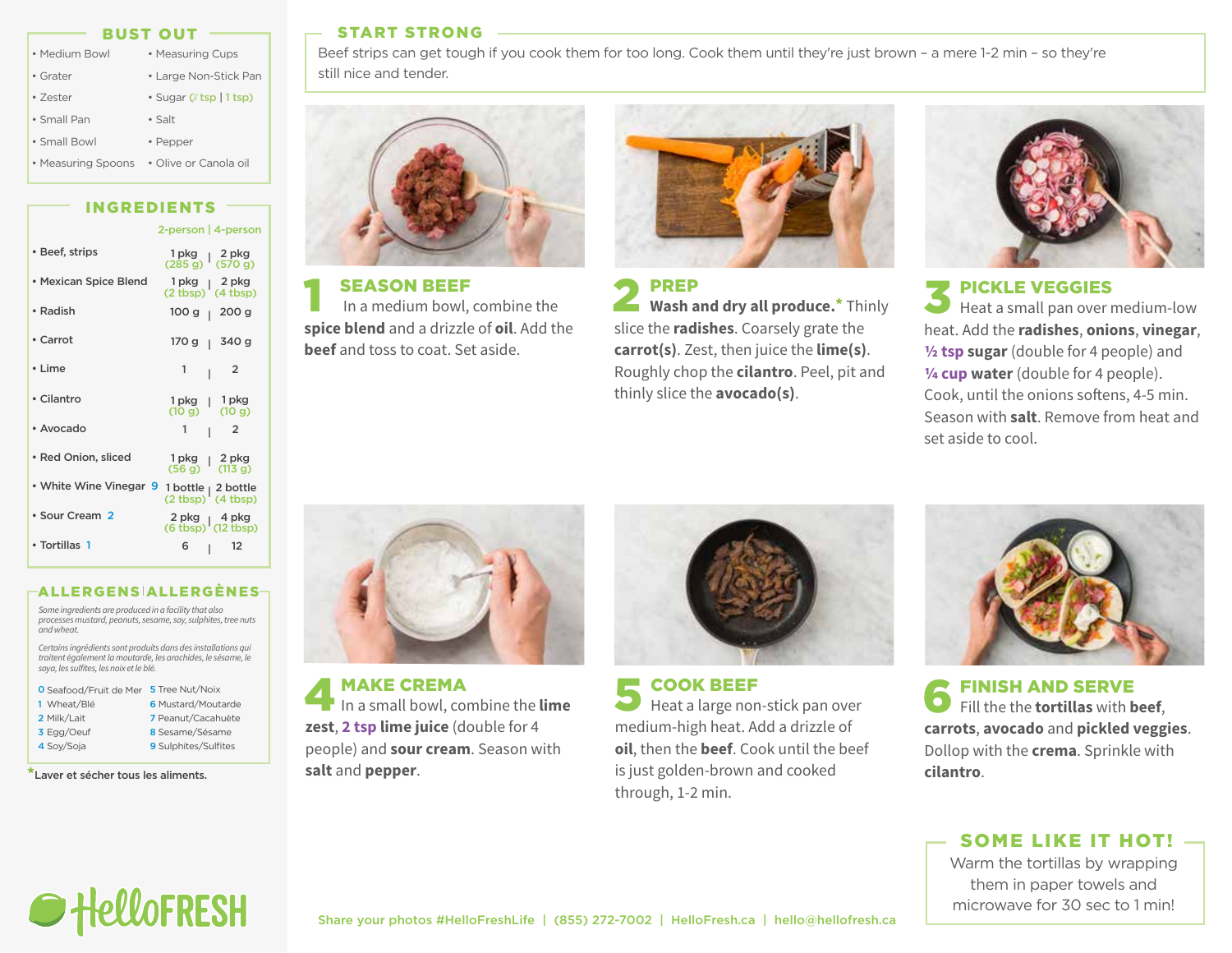## BUST OUT

- Medium Bowl
- Grater
- Zester
- Small Pan
- Small Bowl
- Measuring Spoons
- Measuring Cups
- Large Non-Stick Pan
- Sugar (½ tsp | 1 tsp)
- Salt
- Pepper
- Olive or Canola oil

## INGREDIENTS

| | 2-person | 4-person |
|---|---|---|
| • Beef, strips | 1 pkg (285 g) | 2 pkg (570 g) |
| • Mexican Spice Blend | 1 pkg (2 tbsp) | 2 pkg (4 tbsp) |
| • Radish | 100 g | 200 g |
| • Carrot | 170 g | 340 g |
| • Lime | 1 | 2 |
| • Cilantro | 1 pkg (10 g) | 1 pkg (10 g) |
| • Avocado | 1 | 2 |
| • Red Onion, sliced | 1 pkg (56 g) | 2 pkg (113 g) |
| • White Wine Vinegar 9 | 1 bottle (2 tbsp) | 2 bottle (4 tbsp) |
| • Sour Cream 2 | 2 pkg (6 tbsp) | 4 pkg (12 tbsp) |
| • Tortillas 1 | 6 | 12 |

## ALLERGENS | ALLERGÈNES

*Some ingredients are produced in a facility that also processes mustard, peanuts, sesame, soy, sulphites, tree nuts and wheat.*

*Certains ingrédients sont produits dans des installations qui traitent également la moutarde, les arachides, le sésame, le soya, les sulfites, les noix et le blé.*

| | |
|---|---|
| 0 Seafood/Fruit de Mer | 5 Tree Nut/Noix |
| 1 Wheat/Blé | 6 Mustard/Moutarde |
| 2 Milk/Lait | 7 Peanut/Cacahuète |
| 3 Egg/Oeuf | 8 Sesame/Sésame |
| 4 Soy/Soja | 9 Sulphites/Sulfites |

*Laver et sécher tous les aliments.

## START STRONG

Beef strips can get tough if you cook them for too long. Cook them until they're just brown – a mere 1-2 min – so they're still nice and tender.

## 1 SEASON BEEF

In a medium bowl, combine the **spice blend** and a drizzle of **oil**. Add the **beef** and toss to coat. Set aside.

## 2 PREP

**Wash and dry all produce.*** Thinly slice the **radishes**. Coarsely grate the **carrot(s)**. Zest, then juice the **lime(s)**. Roughly chop the **cilantro**. Peel, pit and thinly slice the **avocado(s)**.

## 3 PICKLE VEGGIES

Heat a small pan over medium-low heat. Add the **radishes**, **onions**, **vinegar**, **½ tsp sugar** (double for 4 people) and **¼ cup water** (double for 4 people). Cook, until the onions softens, 4-5 min. Season with **salt**. Remove from heat and set aside to cool.

## 4 MAKE CREMA

In a small bowl, combine the **lime zest**, **2 tsp lime juice** (double for 4 people) and **sour cream**. Season with **salt** and **pepper**.

## 5 COOK BEEF

Heat a large non-stick pan over medium-high heat. Add a drizzle of **oil**, then the **beef**. Cook until the beef is just golden-brown and cooked through, 1-2 min.

## 6 FINISH AND SERVE

Fill the the **tortillas** with **beef**, **carrots**, **avocado** and **pickled veggies**. Dollop with the **crema**. Sprinkle with **cilantro**.

## SOME LIKE IT HOT!

Warm the tortillas by wrapping them in paper towels and microwave for 30 sec to 1 min!

HelloFRESH

Share your photos #HelloFreshLife | (855) 272-7002 | HelloFresh.ca | hello@hellofresh.ca